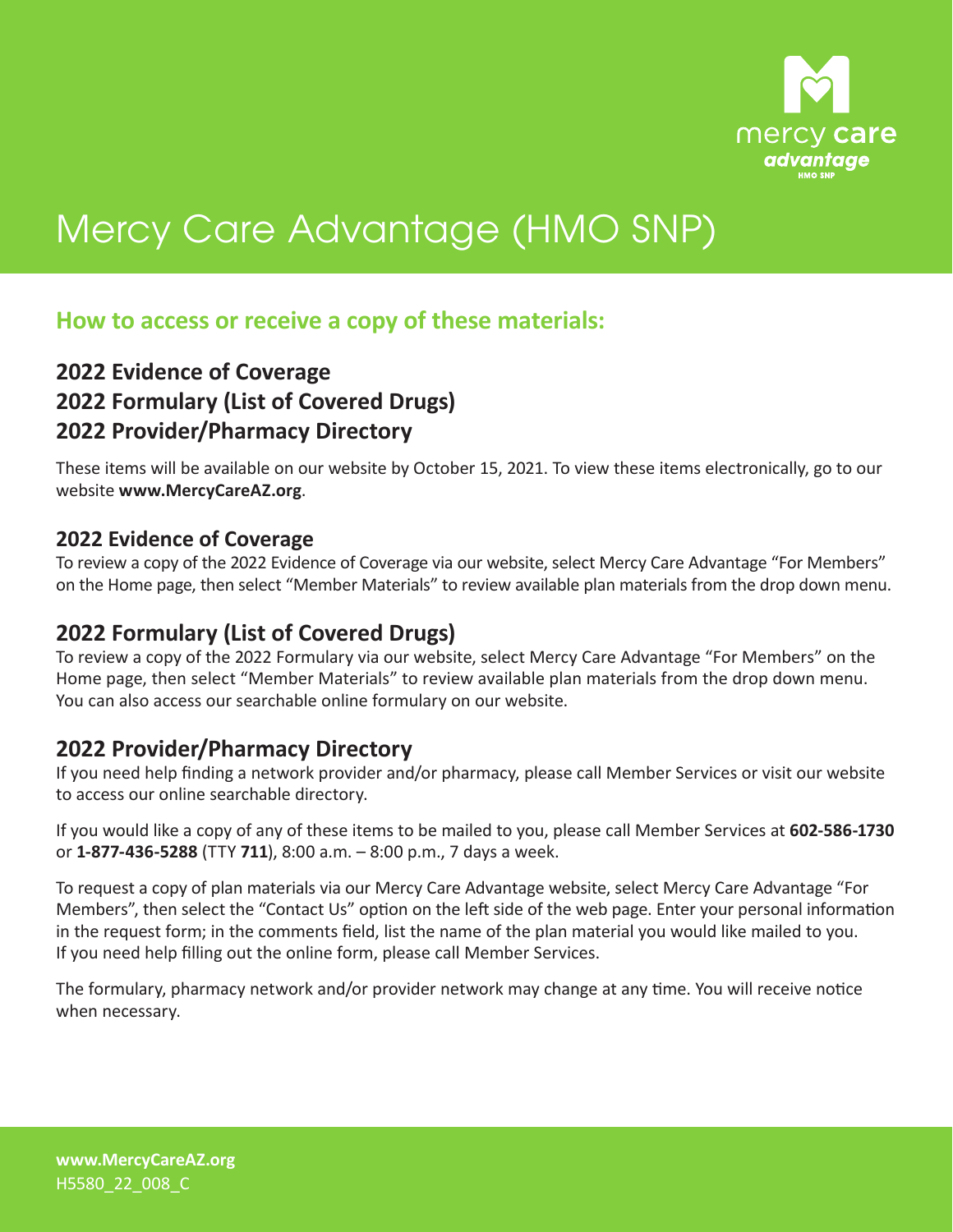# Mercy Care Advantage (HMO SNP)

## How to access or receive a copy of these materials:

### 2022 Evidence of Coverage
### 2022 Formulary (List of Covered Drugs)
### 2022 Provider/Pharmacy Directory

These items will be available on our website by October 15, 2021. To view these items electronically, go to our website **www.MercyCareAZ.org**.

### 2022 Evidence of Coverage

To review a copy of the 2022 Evidence of Coverage via our website, select Mercy Care Advantage "For Members" on the Home page, then select "Member Materials" to review available plan materials from the drop down menu.

### 2022 Formulary (List of Covered Drugs)

To review a copy of the 2022 Formulary via our website, select Mercy Care Advantage "For Members" on the Home page, then select "Member Materials" to review available plan materials from the drop down menu. You can also access our searchable online formulary on our website.

### 2022 Provider/Pharmacy Directory

If you need help finding a network provider and/or pharmacy, please call Member Services or visit our website to access our online searchable directory.

If you would like a copy of any of these items to be mailed to you, please call Member Services at **602-586-1730** or **1-877-436-5288** (TTY **711**), 8:00 a.m. – 8:00 p.m., 7 days a week.

To request a copy of plan materials via our Mercy Care Advantage website, select Mercy Care Advantage "For Members", then select the "Contact Us" option on the left side of the web page. Enter your personal information in the request form; in the comments field, list the name of the plan material you would like mailed to you. If you need help filling out the online form, please call Member Services.

The formulary, pharmacy network and/or provider network may change at any time. You will receive notice when necessary.

**www.MercyCareAZ.org**
H5580_22_008_C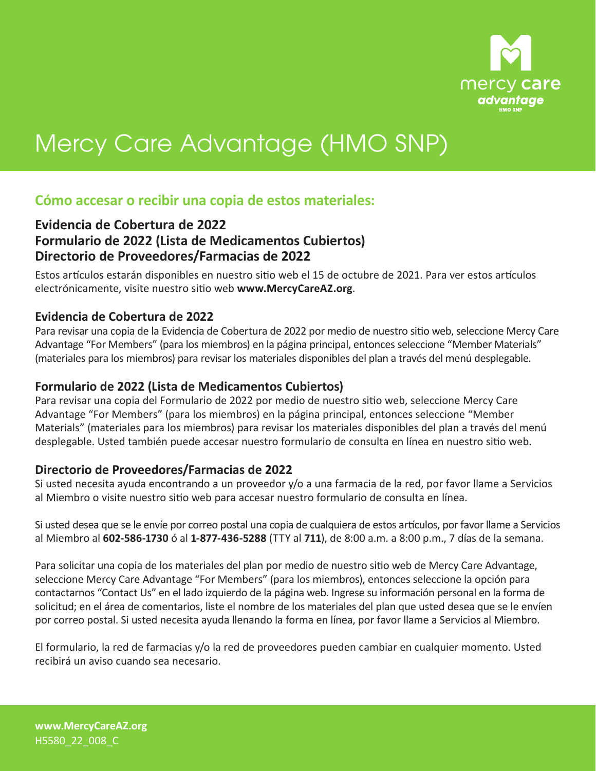# Mercy Care Advantage (HMO SNP)

## Cómo accesar o recibir una copia de estos materiales:

### Evidencia de Cobertura de 2022
### Formulario de 2022 (Lista de Medicamentos Cubiertos)
### Directorio de Proveedores/Farmacias de 2022

Estos artículos estarán disponibles en nuestro sitio web el 15 de octubre de 2021. Para ver estos artículos electrónicamente, visite nuestro sitio web **www.MercyCareAZ.org**.

### Evidencia de Cobertura de 2022

Para revisar una copia de la Evidencia de Cobertura de 2022 por medio de nuestro sitio web, seleccione Mercy Care Advantage "For Members" (para los miembros) en la página principal, entonces seleccione "Member Materials" (materiales para los miembros) para revisar los materiales disponibles del plan a través del menú desplegable.

### Formulario de 2022 (Lista de Medicamentos Cubiertos)

Para revisar una copia del Formulario de 2022 por medio de nuestro sitio web, seleccione Mercy Care Advantage "For Members" (para los miembros) en la página principal, entonces seleccione "Member Materials" (materiales para los miembros) para revisar los materiales disponibles del plan a través del menú desplegable. Usted también puede accesar nuestro formulario de consulta en línea en nuestro sitio web.

### Directorio de Proveedores/Farmacias de 2022

Si usted necesita ayuda encontrando a un proveedor y/o a una farmacia de la red, por favor llame a Servicios al Miembro o visite nuestro sitio web para accesar nuestro formulario de consulta en línea.

Si usted desea que se le envíe por correo postal una copia de cualquiera de estos artículos, por favor llame a Servicios al Miembro al **602-586-1730** ó al **1-877-436-5288** (TTY al **711**), de 8:00 a.m. a 8:00 p.m., 7 días de la semana.

Para solicitar una copia de los materiales del plan por medio de nuestro sitio web de Mercy Care Advantage, seleccione Mercy Care Advantage "For Members" (para los miembros), entonces seleccione la opción para contactarnos "Contact Us" en el lado izquierdo de la página web. Ingrese su información personal en la forma de solicitud; en el área de comentarios, liste el nombre de los materiales del plan que usted desea que se le envíen por correo postal. Si usted necesita ayuda llenando la forma en línea, por favor llame a Servicios al Miembro.

El formulario, la red de farmacias y/o la red de proveedores pueden cambiar en cualquier momento. Usted recibirá un aviso cuando sea necesario.

**www.MercyCareAZ.org**
H5580_22_008_C